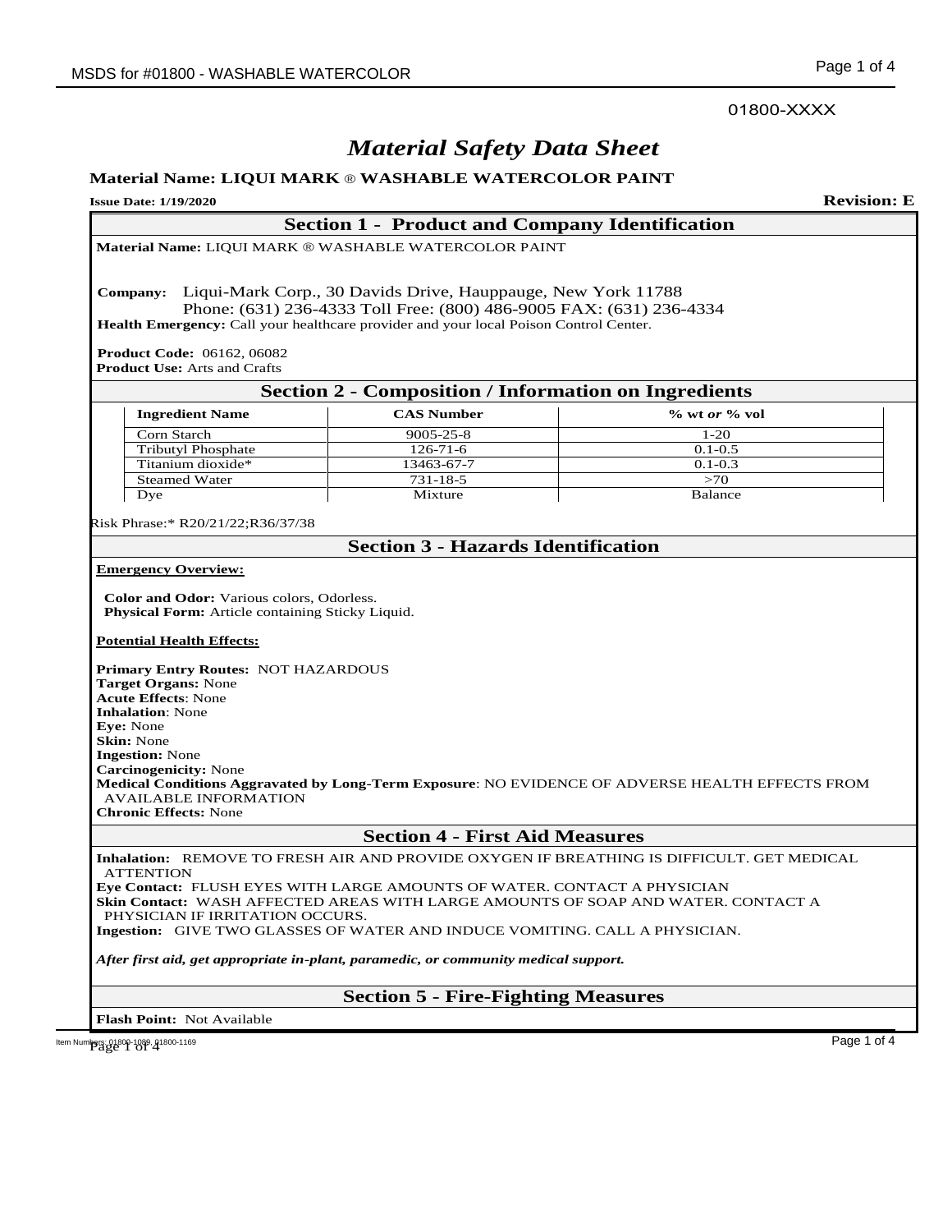01800-XXXX

# *Material Safety Data Sheet*

**Material Name: LIQUI MARK ® WASHABLE WATERCOLOR PAINT**

**Issue Date: 1/19/2020** **Revision: E**

## Section 1 - Product and Company Identification

**Material Name:** LIQUI MARK ® WASHABLE WATERCOLOR PAINT

**Company:** Liqui-Mark Corp., 30 Davids Drive, Hauppauge, New York 11788
Phone: (631) 236-4333 Toll Free: (800) 486-9005 FAX: (631) 236-4334

**Health Emergency:** Call your healthcare provider and your local Poison Control Center.

**Product Code:** 06162, 06082
**Product Use:** Arts and Crafts

## Section 2 - Composition / Information on Ingredients

| Ingredient Name | CAS Number | % wt *or* % vol |
|---|---|---|
| Corn Starch | 9005-25-8 | 1-20 |
| Tributyl Phosphate | 126-71-6 | 0.1-0.5 |
| Titanium dioxide* | 13463-67-7 | 0.1-0.3 |
| Steamed Water | 731-18-5 | >70 |
| Dye | Mixture | Balance |

Risk Phrase:* R20/21/22;R36/37/38

## Section 3 - Hazards Identification

**Emergency Overview:**

**Color and Odor:** Various colors, Odorless.
**Physical Form:** Article containing Sticky Liquid.

**Potential Health Effects:**

**Primary Entry Routes:** NOT HAZARDOUS
**Target Organs:** None
**Acute Effects**: None
**Inhalation**: None
**Eye:** None
**Skin:** None
**Ingestion:** None
**Carcinogenicity:** None
**Medical Conditions Aggravated by Long-Term Exposure**: NO EVIDENCE OF ADVERSE HEALTH EFFECTS FROM AVAILABLE INFORMATION
**Chronic Effects:** None

## Section 4 - First Aid Measures

**Inhalation:** REMOVE TO FRESH AIR AND PROVIDE OXYGEN IF BREATHING IS DIFFICULT. GET MEDICAL ATTENTION
**Eye Contact:** FLUSH EYES WITH LARGE AMOUNTS OF WATER. CONTACT A PHYSICIAN
**Skin Contact:** WASH AFFECTED AREAS WITH LARGE AMOUNTS OF SOAP AND WATER. CONTACT A PHYSICIAN IF IRRITATION OCCURS.
**Ingestion:** GIVE TWO GLASSES OF WATER AND INDUCE VOMITING. CALL A PHYSICIAN.

***After first aid, get appropriate in-plant, paramedic, or community medical support.***

## Section 5 - Fire-Fighting Measures

**Flash Point:** Not Available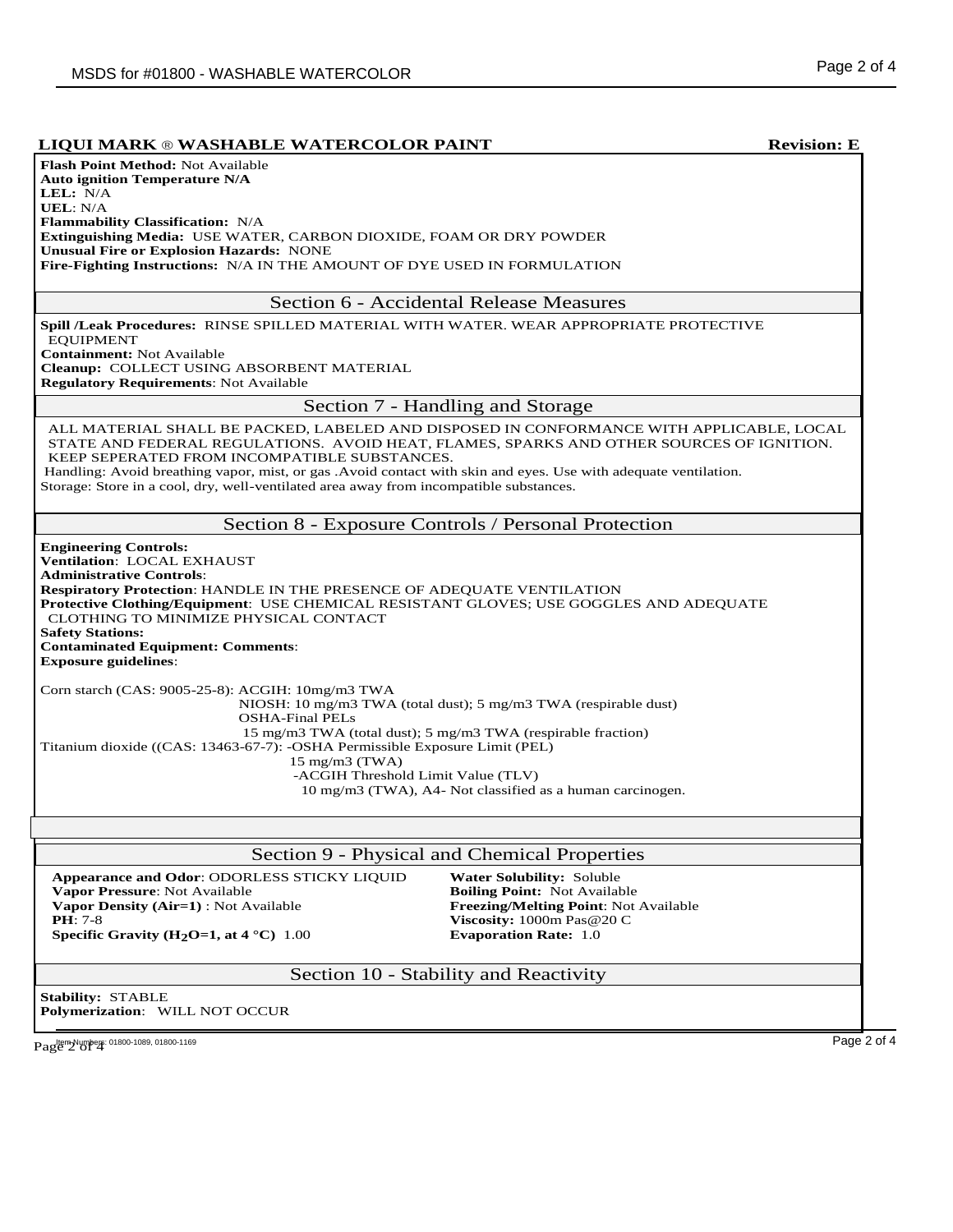**LIQUI MARK ® WASHABLE WATERCOLOR PAINT** **Revision: E**

**Flash Point Method:** Not Available
**Auto ignition Temperature N/A**
**LEL:** N/A
**UEL**: N/A
**Flammability Classification:** N/A
**Extinguishing Media:** USE WATER, CARBON DIOXIDE, FOAM OR DRY POWDER
**Unusual Fire or Explosion Hazards:** NONE
**Fire-Fighting Instructions:** N/A IN THE AMOUNT OF DYE USED IN FORMULATION

## Section 6 - Accidental Release Measures

**Spill /Leak Procedures:** RINSE SPILLED MATERIAL WITH WATER. WEAR APPROPRIATE PROTECTIVE EQUIPMENT
**Containment:** Not Available
**Cleanup:** COLLECT USING ABSORBENT MATERIAL
**Regulatory Requirements**: Not Available

## Section 7 - Handling and Storage

ALL MATERIAL SHALL BE PACKED, LABELED AND DISPOSED IN CONFORMANCE WITH APPLICABLE, LOCAL STATE AND FEDERAL REGULATIONS. AVOID HEAT, FLAMES, SPARKS AND OTHER SOURCES OF IGNITION. KEEP SEPERATED FROM INCOMPATIBLE SUBSTANCES.
Handling: Avoid breathing vapor, mist, or gas .Avoid contact with skin and eyes. Use with adequate ventilation.
Storage: Store in a cool, dry, well-ventilated area away from incompatible substances.

## Section 8 - Exposure Controls / Personal Protection

**Engineering Controls:**
**Ventilation**: LOCAL EXHAUST
**Administrative Controls**:
**Respiratory Protection**: HANDLE IN THE PRESENCE OF ADEQUATE VENTILATION
**Protective Clothing/Equipment**: USE CHEMICAL RESISTANT GLOVES; USE GOGGLES AND ADEQUATE CLOTHING TO MINIMIZE PHYSICAL CONTACT
**Safety Stations:**
**Contaminated Equipment: Comments**:
**Exposure guidelines**:

Corn starch (CAS: 9005-25-8): ACGIH: 10mg/m3 TWA
NIOSH: 10 mg/m3 TWA (total dust); 5 mg/m3 TWA (respirable dust)
OSHA-Final PELs
15 mg/m3 TWA (total dust); 5 mg/m3 TWA (respirable fraction)

Titanium dioxide ((CAS: 13463-67-7): -OSHA Permissible Exposure Limit (PEL)
15 mg/m3 (TWA)
-ACGIH Threshold Limit Value (TLV)
10 mg/m3 (TWA), A4- Not classified as a human carcinogen.

## Section 9 - Physical and Chemical Properties

**Appearance and Odor**: ODORLESS STICKY LIQUID
**Vapor Pressure**: Not Available
**Vapor Density (Air=1)** : Not Available
**PH**: 7-8
**Specific Gravity ($H_2O$=1, at 4 °C)** 1.00
**Water Solubility:** Soluble
**Boiling Point:** Not Available
**Freezing/Melting Point**: Not Available
**Viscosity:** 1000m Pas@20 C
**Evaporation Rate:** 1.0

## Section 10 - Stability and Reactivity

**Stability:** STABLE
**Polymerization**: WILL NOT OCCUR

Item Numbers: 01800-1089, 01800-1169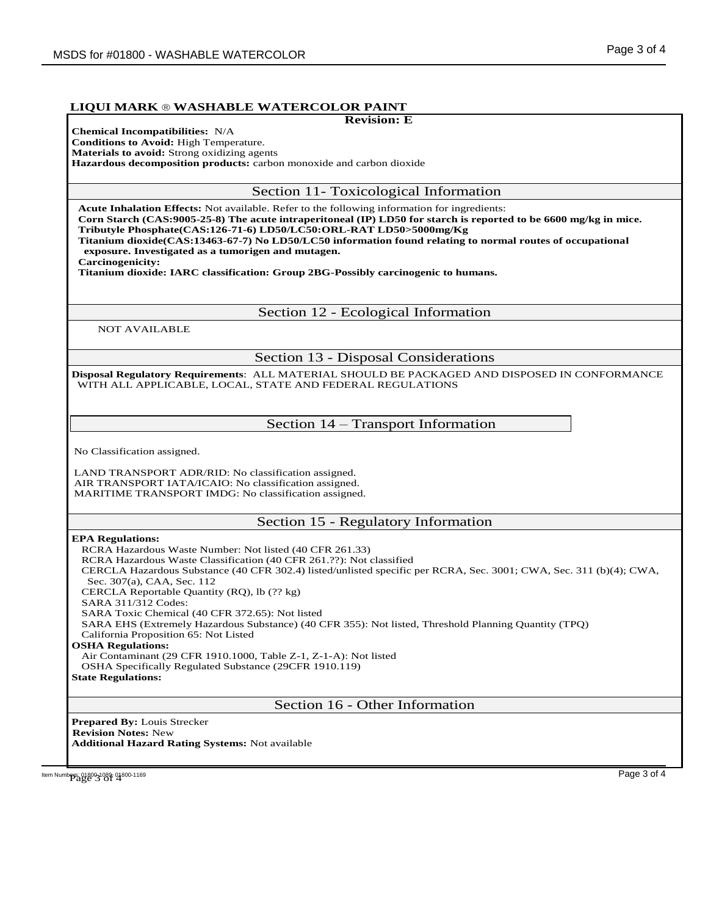**LIQUI MARK ® WASHABLE WATERCOLOR PAINT**

**Revision: E**

**Chemical Incompatibilities:** N/A
**Conditions to Avoid:** High Temperature.
**Materials to avoid:** Strong oxidizing agents
**Hazardous decomposition products:** carbon monoxide and carbon dioxide

## Section 11- Toxicological Information

**Acute Inhalation Effects:** Not available. Refer to the following information for ingredients:
**Corn Starch (CAS:9005-25-8) The acute intraperitoneal (IP) LD50 for starch is reported to be 6600 mg/kg in mice.**
**Tributyle Phosphate(CAS:126-71-6) LD50/LC50:ORL-RAT LD50>5000mg/Kg**
**Titanium dioxide(CAS:13463-67-7) No LD50/LC50 information found relating to normal routes of occupational exposure. Investigated as a tumorigen and mutagen.**
**Carcinogenicity:**
**Titanium dioxide: IARC classification: Group 2BG-Possibly carcinogenic to humans.**

## Section 12 - Ecological Information

NOT AVAILABLE

## Section 13 - Disposal Considerations

**Disposal Regulatory Requirements**: ALL MATERIAL SHOULD BE PACKAGED AND DISPOSED IN CONFORMANCE WITH ALL APPLICABLE, LOCAL, STATE AND FEDERAL REGULATIONS

## Section 14 – Transport Information

No Classification assigned.

LAND TRANSPORT ADR/RID: No classification assigned.
AIR TRANSPORT IATA/ICAIO: No classification assigned.
MARITIME TRANSPORT IMDG: No classification assigned.

## Section 15 - Regulatory Information

**EPA Regulations:**

RCRA Hazardous Waste Number: Not listed (40 CFR 261.33)
RCRA Hazardous Waste Classification (40 CFR 261.??): Not classified
CERCLA Hazardous Substance (40 CFR 302.4) listed/unlisted specific per RCRA, Sec. 3001; CWA, Sec. 311 (b)(4); CWA, Sec. 307(a), CAA, Sec. 112
CERCLA Reportable Quantity (RQ), lb (?? kg)
SARA 311/312 Codes:
SARA Toxic Chemical (40 CFR 372.65): Not listed
SARA EHS (Extremely Hazardous Substance) (40 CFR 355): Not listed, Threshold Planning Quantity (TPQ)
California Proposition 65: Not Listed

**OSHA Regulations:**

Air Contaminant (29 CFR 1910.1000, Table Z-1, Z-1-A): Not listed
OSHA Specifically Regulated Substance (29CFR 1910.119)

**State Regulations:**

## Section 16 - Other Information

**Prepared By:** Louis Strecker
**Revision Notes:** New
**Additional Hazard Rating Systems:** Not available

Item Numbers: 01800-1089; 01800-1169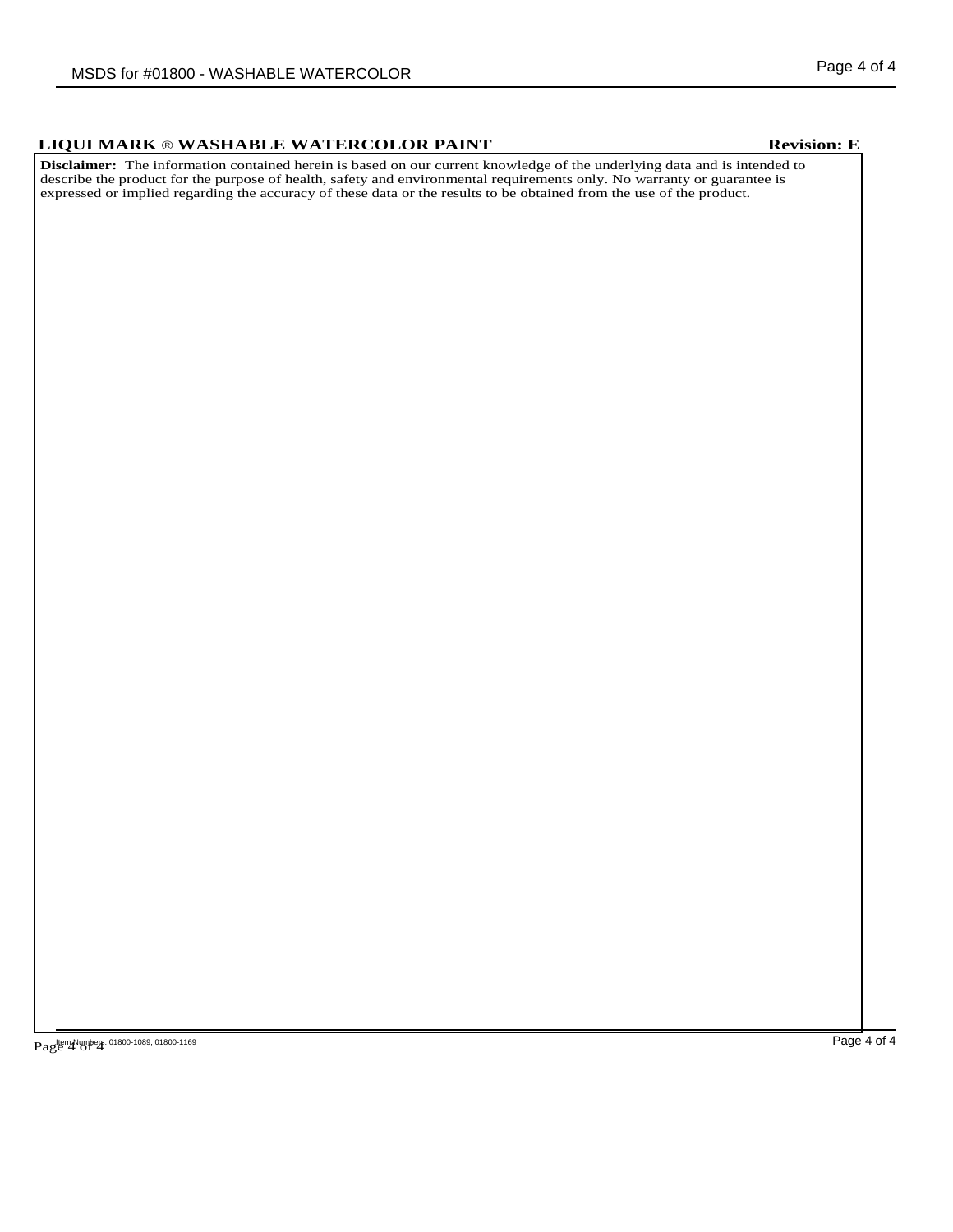**LIQUI MARK ® WASHABLE WATERCOLOR PAINT** **Revision: E**

**Disclaimer:** The information contained herein is based on our current knowledge of the underlying data and is intended to describe the product for the purpose of health, safety and environmental requirements only. No warranty or guarantee is expressed or implied regarding the accuracy of these data or the results to be obtained from the use of the product.

Item Numbers: 01800-1089, 01800-1169